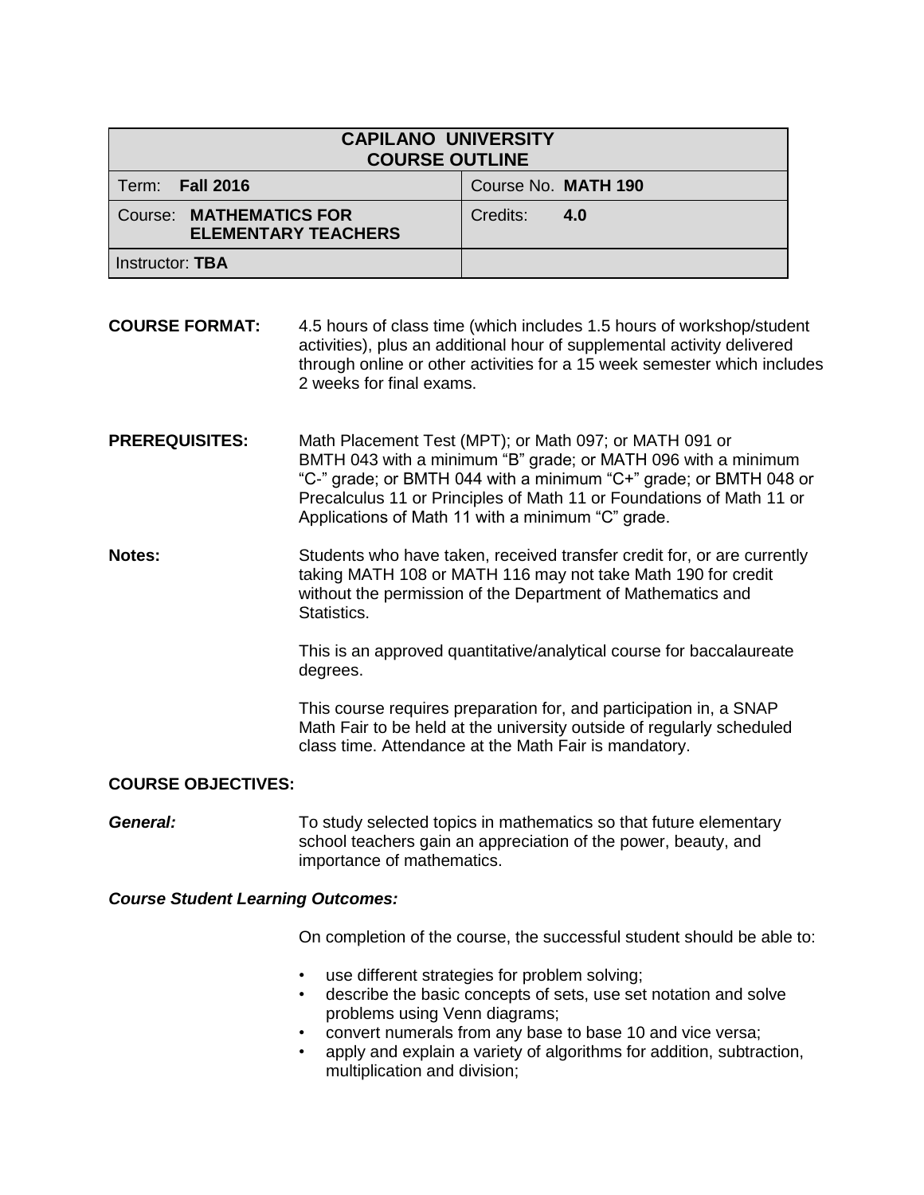| CAPILANO UNIVERSITY COURSE OUTLINE | |
|---|---|
| Term: **Fall 2016** | Course No. **MATH 190** |
| Course: **MATHEMATICS FOR ELEMENTARY TEACHERS** | Credits: **4.0** |
| Instructor: **TBA** | |

**COURSE FORMAT:** 4.5 hours of class time (which includes 1.5 hours of workshop/student activities), plus an additional hour of supplemental activity delivered through online or other activities for a 15 week semester which includes 2 weeks for final exams.

**PREREQUISITES:** Math Placement Test (MPT); or Math 097; or MATH 091 or BMTH 043 with a minimum "B" grade; or MATH 096 with a minimum "C-" grade; or BMTH 044 with a minimum "C+" grade; or BMTH 048 or Precalculus 11 or Principles of Math 11 or Foundations of Math 11 or Applications of Math 11 with a minimum "C" grade.

**Notes:** Students who have taken, received transfer credit for, or are currently taking MATH 108 or MATH 116 may not take Math 190 for credit without the permission of the Department of Mathematics and Statistics.

This is an approved quantitative/analytical course for baccalaureate degrees.

This course requires preparation for, and participation in, a SNAP Math Fair to be held at the university outside of regularly scheduled class time. Attendance at the Math Fair is mandatory.

**COURSE OBJECTIVES:**

***General:*** To study selected topics in mathematics so that future elementary school teachers gain an appreciation of the power, beauty, and importance of mathematics.

***Course Student Learning Outcomes:***

On completion of the course, the successful student should be able to:

- use different strategies for problem solving;
- describe the basic concepts of sets, use set notation and solve problems using Venn diagrams;
- convert numerals from any base to base 10 and vice versa;
- apply and explain a variety of algorithms for addition, subtraction, multiplication and division;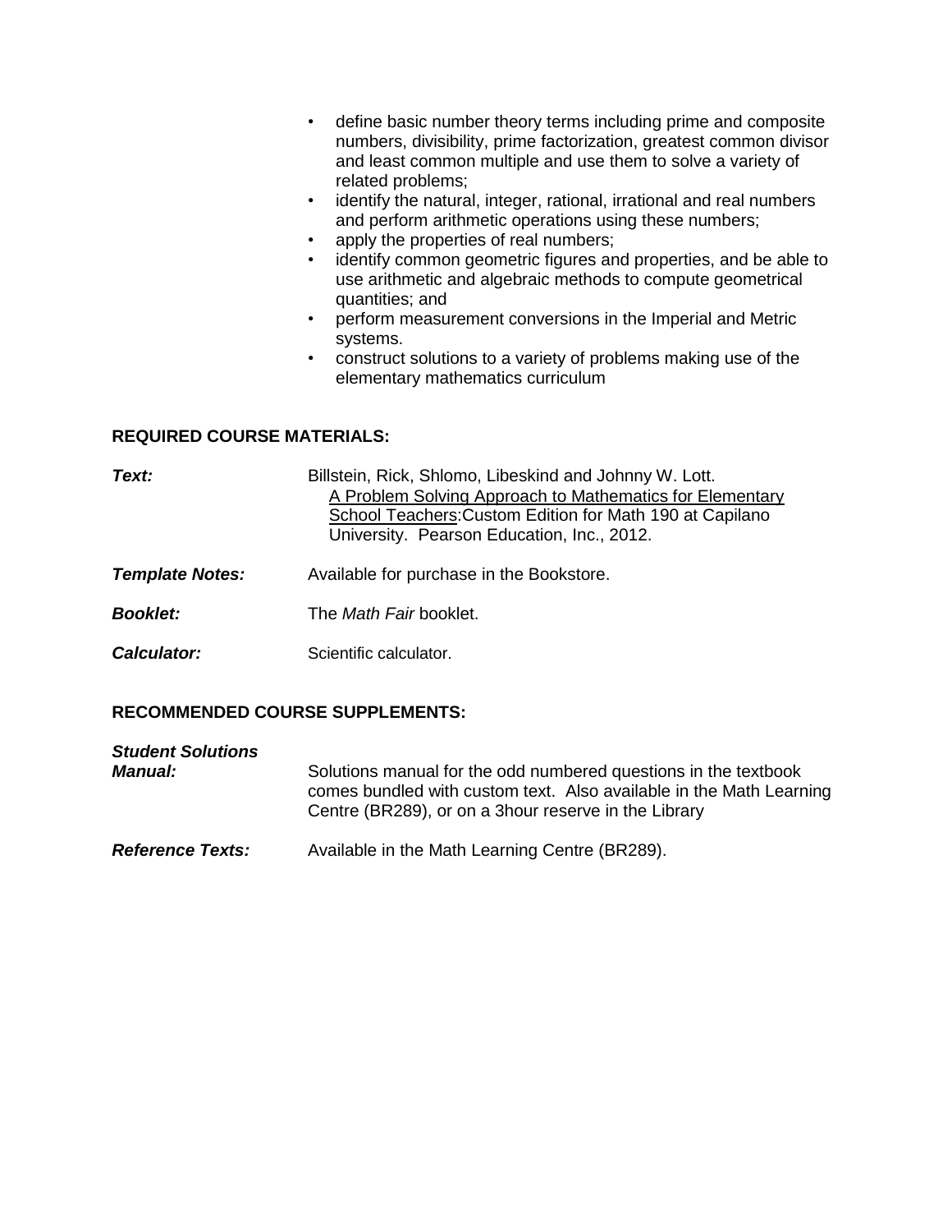- define basic number theory terms including prime and composite numbers, divisibility, prime factorization, greatest common divisor and least common multiple and use them to solve a variety of related problems;
- identify the natural, integer, rational, irrational and real numbers and perform arithmetic operations using these numbers;
- apply the properties of real numbers;
- identify common geometric figures and properties, and be able to use arithmetic and algebraic methods to compute geometrical quantities; and
- perform measurement conversions in the Imperial and Metric systems.
- construct solutions to a variety of problems making use of the elementary mathematics curriculum

**REQUIRED COURSE MATERIALS:**

***Text:*** Billstein, Rick, Shlomo, Libeskind and Johnny W. Lott. A Problem Solving Approach to Mathematics for Elementary School Teachers:Custom Edition for Math 190 at Capilano University. Pearson Education, Inc., 2012.

***Template Notes:*** Available for purchase in the Bookstore.

***Booklet:*** The *Math Fair* booklet.

***Calculator:*** Scientific calculator.

**RECOMMENDED COURSE SUPPLEMENTS:**

***Student Solutions Manual:*** Solutions manual for the odd numbered questions in the textbook comes bundled with custom text. Also available in the Math Learning Centre (BR289), or on a 3hour reserve in the Library

***Reference Texts:*** Available in the Math Learning Centre (BR289).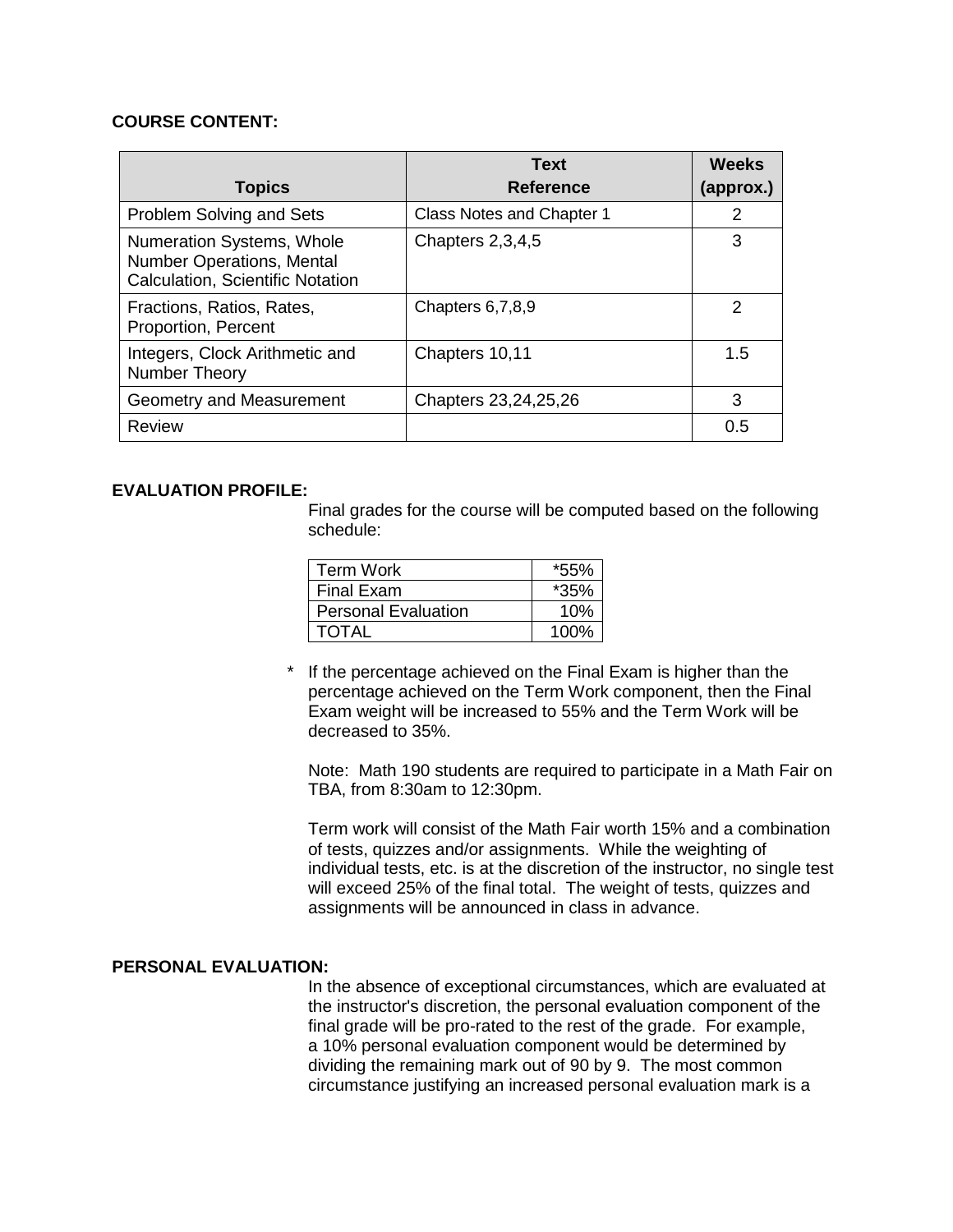**COURSE CONTENT:**

| Topics | Text Reference | Weeks (approx.) |
|---|---|---|
| Problem Solving and Sets | Class Notes and Chapter 1 | 2 |
| Numeration Systems, Whole Number Operations, Mental Calculation, Scientific Notation | Chapters 2,3,4,5 | 3 |
| Fractions, Ratios, Rates, Proportion, Percent | Chapters 6,7,8,9 | 2 |
| Integers, Clock Arithmetic and Number Theory | Chapters 10,11 | 1.5 |
| Geometry and Measurement | Chapters 23,24,25,26 | 3 |
| Review | | 0.5 |

**EVALUATION PROFILE:**

Final grades for the course will be computed based on the following schedule:

| | |
|---|---|
| Term Work | *55% |
| Final Exam | *35% |
| Personal Evaluation | 10% |
| TOTAL | 100% |

\* If the percentage achieved on the Final Exam is higher than the percentage achieved on the Term Work component, then the Final Exam weight will be increased to 55% and the Term Work will be decreased to 35%.

Note: Math 190 students are required to participate in a Math Fair on TBA, from 8:30am to 12:30pm.

Term work will consist of the Math Fair worth 15% and a combination of tests, quizzes and/or assignments. While the weighting of individual tests, etc. is at the discretion of the instructor, no single test will exceed 25% of the final total. The weight of tests, quizzes and assignments will be announced in class in advance.

**PERSONAL EVALUATION:**

In the absence of exceptional circumstances, which are evaluated at the instructor's discretion, the personal evaluation component of the final grade will be pro-rated to the rest of the grade. For example, a 10% personal evaluation component would be determined by dividing the remaining mark out of 90 by 9. The most common circumstance justifying an increased personal evaluation mark is a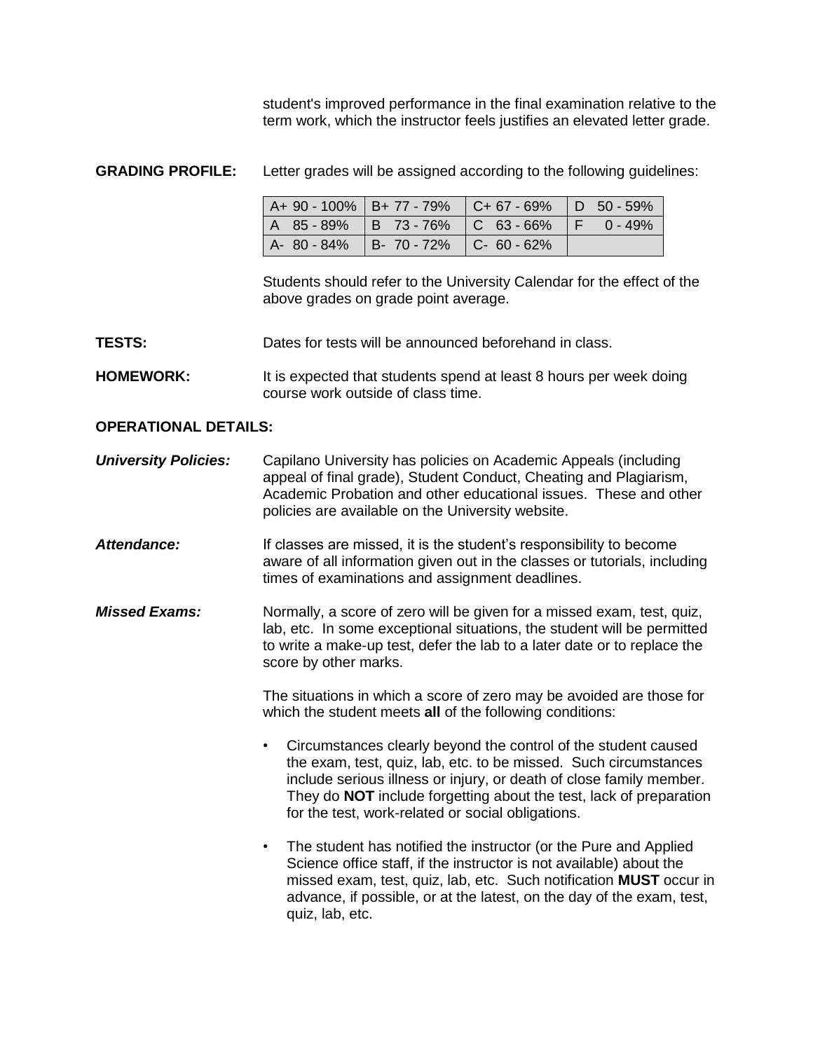student's improved performance in the final examination relative to the term work, which the instructor feels justifies an elevated letter grade.

**GRADING PROFILE:** Letter grades will be assigned according to the following guidelines:

| | | | |
|---|---|---|---|
| A+ 90 - 100% | B+ 77 - 79% | C+ 67 - 69% | D 50 - 59% |
| A 85 - 89% | B 73 - 76% | C 63 - 66% | F 0 - 49% |
| A- 80 - 84% | B- 70 - 72% | C- 60 - 62% | |

Students should refer to the University Calendar for the effect of the above grades on grade point average.

**TESTS:** Dates for tests will be announced beforehand in class.

**HOMEWORK:** It is expected that students spend at least 8 hours per week doing course work outside of class time.

**OPERATIONAL DETAILS:**

***University Policies:*** Capilano University has policies on Academic Appeals (including appeal of final grade), Student Conduct, Cheating and Plagiarism, Academic Probation and other educational issues. These and other policies are available on the University website.

***Attendance:*** If classes are missed, it is the student's responsibility to become aware of all information given out in the classes or tutorials, including times of examinations and assignment deadlines.

***Missed Exams:*** Normally, a score of zero will be given for a missed exam, test, quiz, lab, etc. In some exceptional situations, the student will be permitted to write a make-up test, defer the lab to a later date or to replace the score by other marks.

The situations in which a score of zero may be avoided are those for which the student meets **all** of the following conditions:

- Circumstances clearly beyond the control of the student caused the exam, test, quiz, lab, etc. to be missed. Such circumstances include serious illness or injury, or death of close family member. They do **NOT** include forgetting about the test, lack of preparation for the test, work-related or social obligations.
- The student has notified the instructor (or the Pure and Applied Science office staff, if the instructor is not available) about the missed exam, test, quiz, lab, etc. Such notification **MUST** occur in advance, if possible, or at the latest, on the day of the exam, test, quiz, lab, etc.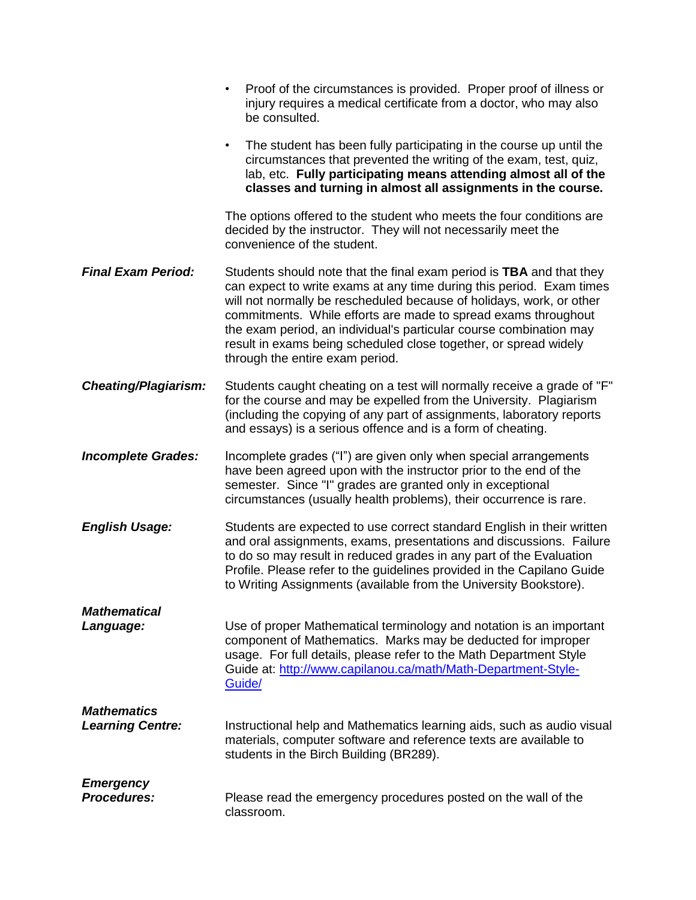- Proof of the circumstances is provided. Proper proof of illness or injury requires a medical certificate from a doctor, who may also be consulted.
- The student has been fully participating in the course up until the circumstances that prevented the writing of the exam, test, quiz, lab, etc. **Fully participating means attending almost all of the classes and turning in almost all assignments in the course.**

The options offered to the student who meets the four conditions are decided by the instructor. They will not necessarily meet the convenience of the student.

***Final Exam Period:*** Students should note that the final exam period is **TBA** and that they can expect to write exams at any time during this period. Exam times will not normally be rescheduled because of holidays, work, or other commitments. While efforts are made to spread exams throughout the exam period, an individual's particular course combination may result in exams being scheduled close together, or spread widely through the entire exam period.

***Cheating/Plagiarism:*** Students caught cheating on a test will normally receive a grade of "F" for the course and may be expelled from the University. Plagiarism (including the copying of any part of assignments, laboratory reports and essays) is a serious offence and is a form of cheating.

***Incomplete Grades:*** Incomplete grades ("I") are given only when special arrangements have been agreed upon with the instructor prior to the end of the semester. Since "I" grades are granted only in exceptional circumstances (usually health problems), their occurrence is rare.

***English Usage:*** Students are expected to use correct standard English in their written and oral assignments, exams, presentations and discussions. Failure to do so may result in reduced grades in any part of the Evaluation Profile. Please refer to the guidelines provided in the Capilano Guide to Writing Assignments (available from the University Bookstore).

***Mathematical Language:*** Use of proper Mathematical terminology and notation is an important component of Mathematics. Marks may be deducted for improper usage. For full details, please refer to the Math Department Style Guide at: [http://www.capilanou.ca/math/Math-Department-Style-Guide/](http://www.capilanou.ca/math/Math-Department-Style-Guide/)

***Mathematics Learning Centre:*** Instructional help and Mathematics learning aids, such as audio visual materials, computer software and reference texts are available to students in the Birch Building (BR289).

***Emergency Procedures:*** Please read the emergency procedures posted on the wall of the classroom.